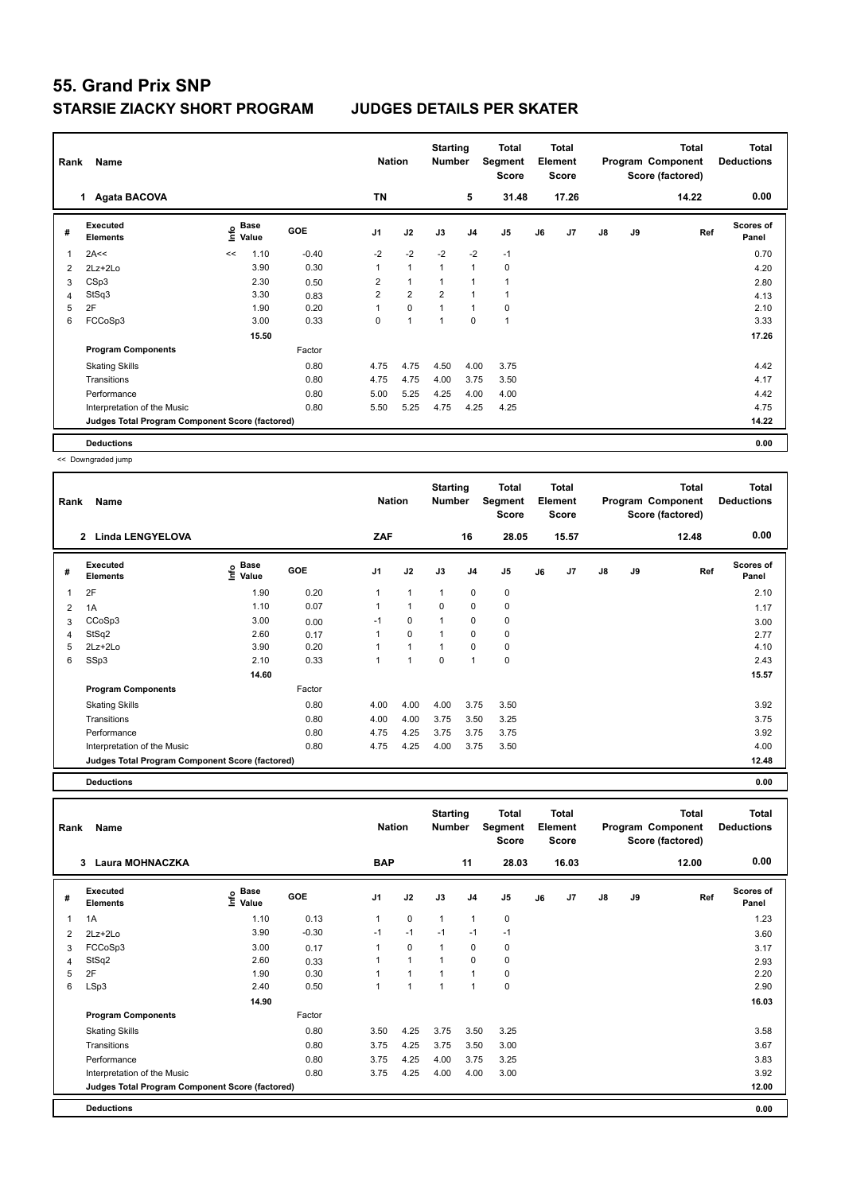# 55. Grand Prix SNP

## STARSIE ZIACKY SHORT PROGRAM JUDGES DETAILS PER SKATER

| Rank | Name | Nation | Starting Number | Total Segment Score | Total Element Score | Total Program Component Score (factored) | Total Deductions |
|---|---|---|---|---|---|---|---|
| 1 | Agata BACOVA | TN | 5 | 31.48 | 17.26 | 14.22 | 0.00 |

| # | Executed Elements | Info | Base Value | GOE | J1 | J2 | J3 | J4 | J5 | J6 | J7 | J8 | J9 | Ref | Scores of Panel |
|---|---|---|---|---|---|---|---|---|---|---|---|---|---|---|---|
| 1 | 2A<< | << | 1.10 | -0.40 | -2 | -2 | -2 | -2 | -1 | | | | | | 0.70 |
| 2 | 2Lz+2Lo | | 3.90 | 0.30 | 1 | 1 | 1 | 1 | 0 | | | | | | 4.20 |
| 3 | CSp3 | | 2.30 | 0.50 | 2 | 1 | 1 | 1 | 1 | | | | | | 2.80 |
| 4 | StSq3 | | 3.30 | 0.83 | 2 | 2 | 2 | 1 | 1 | | | | | | 4.13 |
| 5 | 2F | | 1.90 | 0.20 | 1 | 0 | 1 | 1 | 0 | | | | | | 2.10 |
| 6 | FCCoSp3 | | 3.00 | 0.33 | 0 | 1 | 1 | 0 | 1 | | | | | | 3.33 |
| | | | 15.50 | | | | | | | | | | | | 17.26 |
| | **Program Components** | | | Factor | | | | | | | | | | | |
| | Skating Skills | | | 0.80 | 4.75 | 4.75 | 4.50 | 4.00 | 3.75 | | | | | | 4.42 |
| | Transitions | | | 0.80 | 4.75 | 4.75 | 4.00 | 3.75 | 3.50 | | | | | | 4.17 |
| | Performance | | | 0.80 | 5.00 | 5.25 | 4.25 | 4.00 | 4.00 | | | | | | 4.42 |
| | Interpretation of the Music | | | 0.80 | 5.50 | 5.25 | 4.75 | 4.25 | 4.25 | | | | | | 4.75 |
| | **Judges Total Program Component Score (factored)** | | | | | | | | | | | | | | 14.22 |
| | **Deductions** | | | | | | | | | | | | | | 0.00 |

<< Downgraded jump

| Rank | Name | Nation | Starting Number | Total Segment Score | Total Element Score | Total Program Component Score (factored) | Total Deductions |
|---|---|---|---|---|---|---|---|
| 2 | Linda LENGYELOVA | ZAF | 16 | 28.05 | 15.57 | 12.48 | 0.00 |

| # | Executed Elements | Info | Base Value | GOE | J1 | J2 | J3 | J4 | J5 | J6 | J7 | J8 | J9 | Ref | Scores of Panel |
|---|---|---|---|---|---|---|---|---|---|---|---|---|---|---|---|
| 1 | 2F | | 1.90 | 0.20 | 1 | 1 | 1 | 0 | 0 | | | | | | 2.10 |
| 2 | 1A | | 1.10 | 0.07 | 1 | 1 | 0 | 0 | 0 | | | | | | 1.17 |
| 3 | CCoSp3 | | 3.00 | 0.00 | -1 | 0 | 1 | 0 | 0 | | | | | | 3.00 |
| 4 | StSq2 | | 2.60 | 0.17 | 1 | 0 | 1 | 0 | 0 | | | | | | 2.77 |
| 5 | 2Lz+2Lo | | 3.90 | 0.20 | 1 | 1 | 1 | 0 | 0 | | | | | | 4.10 |
| 6 | SSp3 | | 2.10 | 0.33 | 1 | 1 | 0 | 1 | 0 | | | | | | 2.43 |
| | | | 14.60 | | | | | | | | | | | | 15.57 |
| | **Program Components** | | | Factor | | | | | | | | | | | |
| | Skating Skills | | | 0.80 | 4.00 | 4.00 | 4.00 | 3.75 | 3.50 | | | | | | 3.92 |
| | Transitions | | | 0.80 | 4.00 | 4.00 | 3.75 | 3.50 | 3.25 | | | | | | 3.75 |
| | Performance | | | 0.80 | 4.75 | 4.25 | 3.75 | 3.75 | 3.75 | | | | | | 3.92 |
| | Interpretation of the Music | | | 0.80 | 4.75 | 4.25 | 4.00 | 3.75 | 3.50 | | | | | | 4.00 |
| | **Judges Total Program Component Score (factored)** | | | | | | | | | | | | | | 12.48 |
| | **Deductions** | | | | | | | | | | | | | | 0.00 |

| Rank | Name | Nation | Starting Number | Total Segment Score | Total Element Score | Total Program Component Score (factored) | Total Deductions |
|---|---|---|---|---|---|---|---|
| 3 | Laura MOHNACZKA | BAP | 11 | 28.03 | 16.03 | 12.00 | 0.00 |

| # | Executed Elements | Info | Base Value | GOE | J1 | J2 | J3 | J4 | J5 | J6 | J7 | J8 | J9 | Ref | Scores of Panel |
|---|---|---|---|---|---|---|---|---|---|---|---|---|---|---|---|
| 1 | 1A | | 1.10 | 0.13 | 1 | 0 | 1 | 1 | 0 | | | | | | 1.23 |
| 2 | 2Lz+2Lo | | 3.90 | -0.30 | -1 | -1 | -1 | -1 | -1 | | | | | | 3.60 |
| 3 | FCCoSp3 | | 3.00 | 0.17 | 1 | 0 | 1 | 0 | 0 | | | | | | 3.17 |
| 4 | StSq2 | | 2.60 | 0.33 | 1 | 1 | 1 | 0 | 0 | | | | | | 2.93 |
| 5 | 2F | | 1.90 | 0.30 | 1 | 1 | 1 | 1 | 0 | | | | | | 2.20 |
| 6 | LSp3 | | 2.40 | 0.50 | 1 | 1 | 1 | 1 | 0 | | | | | | 2.90 |
| | | | 14.90 | | | | | | | | | | | | 16.03 |
| | **Program Components** | | | Factor | | | | | | | | | | | |
| | Skating Skills | | | 0.80 | 3.50 | 4.25 | 3.75 | 3.50 | 3.25 | | | | | | 3.58 |
| | Transitions | | | 0.80 | 3.75 | 4.25 | 3.75 | 3.50 | 3.00 | | | | | | 3.67 |
| | Performance | | | 0.80 | 3.75 | 4.25 | 4.00 | 3.75 | 3.25 | | | | | | 3.83 |
| | Interpretation of the Music | | | 0.80 | 3.75 | 4.25 | 4.00 | 4.00 | 3.00 | | | | | | 3.92 |
| | **Judges Total Program Component Score (factored)** | | | | | | | | | | | | | | 12.00 |
| | **Deductions** | | | | | | | | | | | | | | 0.00 |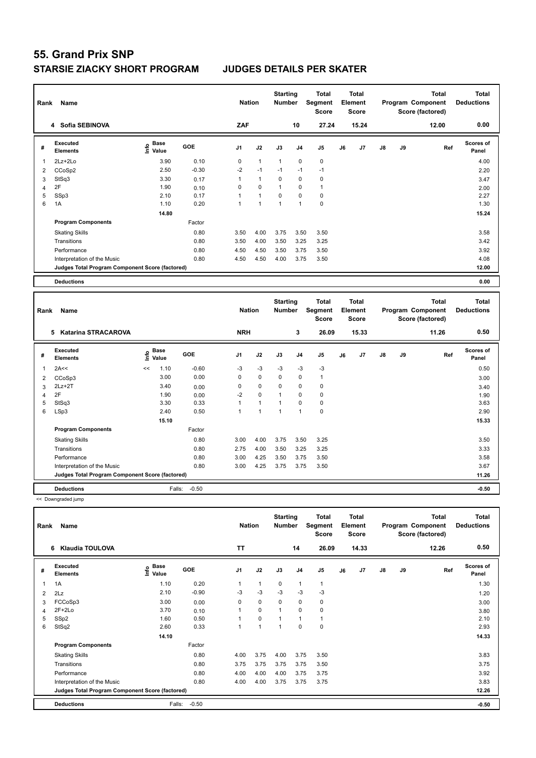# 55. Grand Prix SNP

## STARSIE ZIACKY SHORT PROGRAM JUDGES DETAILS PER SKATER

| Rank | Name | Nation | Starting Number | Total Segment Score | Total Element Score | Total Program Component Score (factored) | Total Deductions |
|---|---|---|---|---|---|---|---|
| 4 | Sofia SEBINOVA | ZAF | 10 | 27.24 | 15.24 | 12.00 | 0.00 |

| # | Executed Elements | Info | Base Value | GOE | J1 | J2 | J3 | J4 | J5 | J6 | J7 | J8 | J9 | Ref | Scores of Panel |
|---|---|---|---|---|---|---|---|---|---|---|---|---|---|---|---|
| 1 | 2Lz+2Lo | | 3.90 | 0.10 | 0 | 1 | 1 | 0 | 0 | | | | | | 4.00 |
| 2 | CCoSp2 | | 2.50 | -0.30 | -2 | -1 | -1 | -1 | -1 | | | | | | 2.20 |
| 3 | StSq3 | | 3.30 | 0.17 | 1 | 1 | 0 | 0 | 0 | | | | | | 3.47 |
| 4 | 2F | | 1.90 | 0.10 | 0 | 0 | 1 | 0 | 1 | | | | | | 2.00 |
| 5 | SSp3 | | 2.10 | 0.17 | 1 | 1 | 0 | 0 | 0 | | | | | | 2.27 |
| 6 | 1A | | 1.10 | 0.20 | 1 | 1 | 1 | 1 | 0 | | | | | | 1.30 |
| | | | 14.80 | | | | | | | | | | | | 15.24 |
| | **Program Components** | | | Factor | | | | | | | | | | | |
| | Skating Skills | | | 0.80 | 3.50 | 4.00 | 3.75 | 3.50 | 3.50 | | | | | | 3.58 |
| | Transitions | | | 0.80 | 3.50 | 4.00 | 3.50 | 3.25 | 3.25 | | | | | | 3.42 |
| | Performance | | | 0.80 | 4.50 | 4.50 | 3.50 | 3.75 | 3.50 | | | | | | 3.92 |
| | Interpretation of the Music | | | 0.80 | 4.50 | 4.50 | 4.00 | 3.75 | 3.50 | | | | | | 4.08 |
| | **Judges Total Program Component Score (factored)** | | | | | | | | | | | | | | 12.00 |
| | **Deductions** | | | | | | | | | | | | | | 0.00 |

| Rank | Name | Nation | Starting Number | Total Segment Score | Total Element Score | Total Program Component Score (factored) | Total Deductions |
|---|---|---|---|---|---|---|---|
| 5 | Katarina STRACAROVA | NRH | 3 | 26.09 | 15.33 | 11.26 | 0.50 |

| # | Executed Elements | Info | Base Value | GOE | J1 | J2 | J3 | J4 | J5 | J6 | J7 | J8 | J9 | Ref | Scores of Panel |
|---|---|---|---|---|---|---|---|---|---|---|---|---|---|---|---|
| 1 | 2A<< | << | 1.10 | -0.60 | -3 | -3 | -3 | -3 | -3 | | | | | | 0.50 |
| 2 | CCoSp3 | | 3.00 | 0.00 | 0 | 0 | 0 | 0 | 1 | | | | | | 3.00 |
| 3 | 2Lz+2T | | 3.40 | 0.00 | 0 | 0 | 0 | 0 | 0 | | | | | | 3.40 |
| 4 | 2F | | 1.90 | 0.00 | -2 | 0 | 1 | 0 | 0 | | | | | | 1.90 |
| 5 | StSq3 | | 3.30 | 0.33 | 1 | 1 | 1 | 0 | 0 | | | | | | 3.63 |
| 6 | LSp3 | | 2.40 | 0.50 | 1 | 1 | 1 | 1 | 0 | | | | | | 2.90 |
| | | | 15.10 | | | | | | | | | | | | 15.33 |
| | **Program Components** | | | Factor | | | | | | | | | | | |
| | Skating Skills | | | 0.80 | 3.00 | 4.00 | 3.75 | 3.50 | 3.25 | | | | | | 3.50 |
| | Transitions | | | 0.80 | 2.75 | 4.00 | 3.50 | 3.25 | 3.25 | | | | | | 3.33 |
| | Performance | | | 0.80 | 3.00 | 4.25 | 3.50 | 3.75 | 3.50 | | | | | | 3.58 |
| | Interpretation of the Music | | | 0.80 | 3.00 | 4.25 | 3.75 | 3.75 | 3.50 | | | | | | 3.67 |
| | **Judges Total Program Component Score (factored)** | | | | | | | | | | | | | | 11.26 |
| | **Deductions** | | | Falls: -0.50 | | | | | | | | | | | -0.50 |

<< Downgraded jump

| Rank | Name | Nation | Starting Number | Total Segment Score | Total Element Score | Total Program Component Score (factored) | Total Deductions |
|---|---|---|---|---|---|---|---|
| 6 | Klaudia TOULOVA | TT | 14 | 26.09 | 14.33 | 12.26 | 0.50 |

| # | Executed Elements | Info | Base Value | GOE | J1 | J2 | J3 | J4 | J5 | J6 | J7 | J8 | J9 | Ref | Scores of Panel |
|---|---|---|---|---|---|---|---|---|---|---|---|---|---|---|---|
| 1 | 1A | | 1.10 | 0.20 | 1 | 1 | 0 | 1 | 1 | | | | | | 1.30 |
| 2 | 2Lz | | 2.10 | -0.90 | -3 | -3 | -3 | -3 | -3 | | | | | | 1.20 |
| 3 | FCCoSp3 | | 3.00 | 0.00 | 0 | 0 | 0 | 0 | 0 | | | | | | 3.00 |
| 4 | 2F+2Lo | | 3.70 | 0.10 | 1 | 0 | 1 | 0 | 0 | | | | | | 3.80 |
| 5 | SSp2 | | 1.60 | 0.50 | 1 | 0 | 1 | 1 | 1 | | | | | | 2.10 |
| 6 | StSq2 | | 2.60 | 0.33 | 1 | 1 | 1 | 0 | 0 | | | | | | 2.93 |
| | | | 14.10 | | | | | | | | | | | | 14.33 |
| | **Program Components** | | | Factor | | | | | | | | | | | |
| | Skating Skills | | | 0.80 | 4.00 | 3.75 | 4.00 | 3.75 | 3.50 | | | | | | 3.83 |
| | Transitions | | | 0.80 | 3.75 | 3.75 | 3.75 | 3.75 | 3.50 | | | | | | 3.75 |
| | Performance | | | 0.80 | 4.00 | 4.00 | 4.00 | 3.75 | 3.75 | | | | | | 3.92 |
| | Interpretation of the Music | | | 0.80 | 4.00 | 4.00 | 3.75 | 3.75 | 3.75 | | | | | | 3.83 |
| | **Judges Total Program Component Score (factored)** | | | | | | | | | | | | | | 12.26 |
| | **Deductions** | | | Falls: -0.50 | | | | | | | | | | | -0.50 |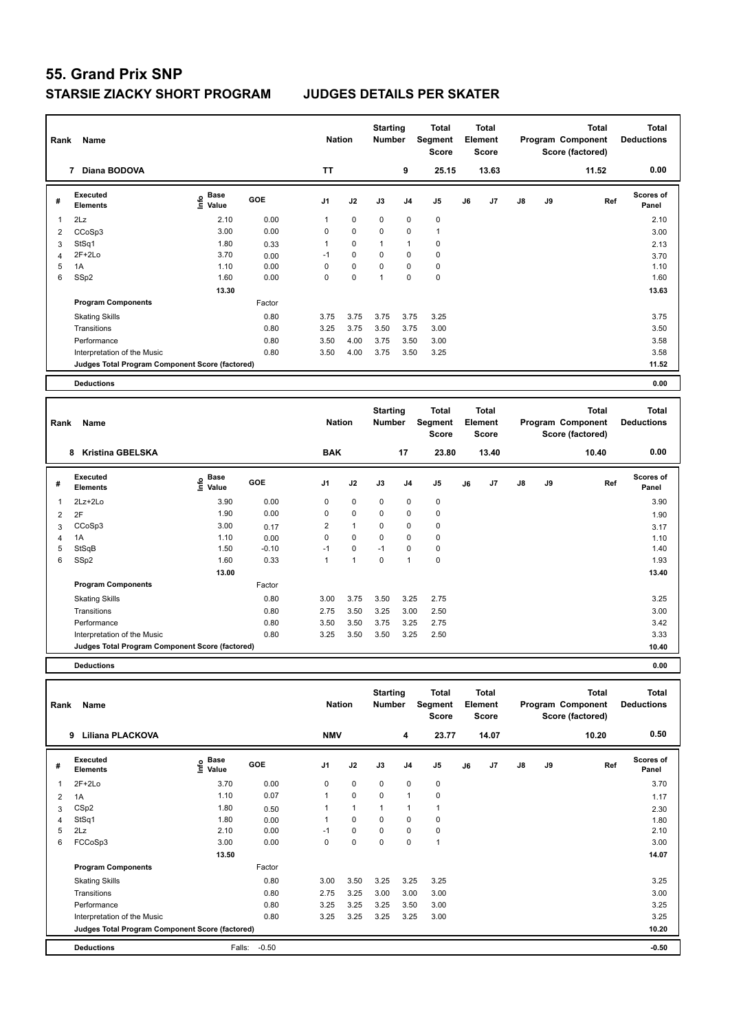# 55. Grand Prix SNP

## STARSIE ZIACKY SHORT PROGRAM JUDGES DETAILS PER SKATER

| Rank | Name | Nation | Starting Number | Total Segment Score | Total Element Score | Total Program Component Score (factored) | Total Deductions |
|---|---|---|---|---|---|---|---|
| 7 | Diana BODOVA | TT | 9 | 25.15 | 13.63 | 11.52 | 0.00 |

| # | Executed Elements | Info | Base Value | GOE | J1 | J2 | J3 | J4 | J5 | J6 | J7 | J8 | J9 | Ref | Scores of Panel |
|---|---|---|---|---|---|---|---|---|---|---|---|---|---|---|---|
| 1 | 2Lz | | 2.10 | 0.00 | 1 | 0 | 0 | 0 | 0 | | | | | | 2.10 |
| 2 | CCoSp3 | | 3.00 | 0.00 | 0 | 0 | 0 | 0 | 1 | | | | | | 3.00 |
| 3 | StSq1 | | 1.80 | 0.33 | 1 | 0 | 1 | 1 | 0 | | | | | | 2.13 |
| 4 | 2F+2Lo | | 3.70 | 0.00 | -1 | 0 | 0 | 0 | 0 | | | | | | 3.70 |
| 5 | 1A | | 1.10 | 0.00 | 0 | 0 | 0 | 0 | 0 | | | | | | 1.10 |
| 6 | SSp2 | | 1.60 | 0.00 | 0 | 0 | 1 | 0 | 0 | | | | | | 1.60 |
| | | | 13.30 | | | | | | | | | | | | 13.63 |
| | **Program Components** | | | Factor | | | | | | | | | | | |
| | Skating Skills | | | 0.80 | 3.75 | 3.75 | 3.75 | 3.75 | 3.25 | | | | | | 3.75 |
| | Transitions | | | 0.80 | 3.25 | 3.75 | 3.50 | 3.75 | 3.00 | | | | | | 3.50 |
| | Performance | | | 0.80 | 3.50 | 4.00 | 3.75 | 3.50 | 3.00 | | | | | | 3.58 |
| | Interpretation of the Music | | | 0.80 | 3.50 | 4.00 | 3.75 | 3.50 | 3.25 | | | | | | 3.58 |
| | **Judges Total Program Component Score (factored)** | | | | | | | | | | | | | | 11.52 |
| | **Deductions** | | | | | | | | | | | | | | 0.00 |

| Rank | Name | Nation | Starting Number | Total Segment Score | Total Element Score | Total Program Component Score (factored) | Total Deductions |
|---|---|---|---|---|---|---|---|
| 8 | Kristina GBELSKA | BAK | 17 | 23.80 | 13.40 | 10.40 | 0.00 |

| # | Executed Elements | Info | Base Value | GOE | J1 | J2 | J3 | J4 | J5 | J6 | J7 | J8 | J9 | Ref | Scores of Panel |
|---|---|---|---|---|---|---|---|---|---|---|---|---|---|---|---|
| 1 | 2Lz+2Lo | | 3.90 | 0.00 | 0 | 0 | 0 | 0 | 0 | | | | | | 3.90 |
| 2 | 2F | | 1.90 | 0.00 | 0 | 0 | 0 | 0 | 0 | | | | | | 1.90 |
| 3 | CCoSp3 | | 3.00 | 0.17 | 2 | 1 | 0 | 0 | 0 | | | | | | 3.17 |
| 4 | 1A | | 1.10 | 0.00 | 0 | 0 | 0 | 0 | 0 | | | | | | 1.10 |
| 5 | StSqB | | 1.50 | -0.10 | -1 | 0 | -1 | 0 | 0 | | | | | | 1.40 |
| 6 | SSp2 | | 1.60 | 0.33 | 1 | 1 | 0 | 1 | 0 | | | | | | 1.93 |
| | | | 13.00 | | | | | | | | | | | | 13.40 |
| | **Program Components** | | | Factor | | | | | | | | | | | |
| | Skating Skills | | | 0.80 | 3.00 | 3.75 | 3.50 | 3.25 | 2.75 | | | | | | 3.25 |
| | Transitions | | | 0.80 | 2.75 | 3.50 | 3.25 | 3.00 | 2.50 | | | | | | 3.00 |
| | Performance | | | 0.80 | 3.50 | 3.50 | 3.75 | 3.25 | 2.75 | | | | | | 3.42 |
| | Interpretation of the Music | | | 0.80 | 3.25 | 3.50 | 3.50 | 3.25 | 2.50 | | | | | | 3.33 |
| | **Judges Total Program Component Score (factored)** | | | | | | | | | | | | | | 10.40 |
| | **Deductions** | | | | | | | | | | | | | | 0.00 |

| Rank | Name | Nation | Starting Number | Total Segment Score | Total Element Score | Total Program Component Score (factored) | Total Deductions |
|---|---|---|---|---|---|---|---|
| 9 | Liliana PLACKOVA | NMV | 4 | 23.77 | 14.07 | 10.20 | 0.50 |

| # | Executed Elements | Info | Base Value | GOE | J1 | J2 | J3 | J4 | J5 | J6 | J7 | J8 | J9 | Ref | Scores of Panel |
|---|---|---|---|---|---|---|---|---|---|---|---|---|---|---|---|
| 1 | 2F+2Lo | | 3.70 | 0.00 | 0 | 0 | 0 | 0 | 0 | | | | | | 3.70 |
| 2 | 1A | | 1.10 | 0.07 | 1 | 0 | 0 | 1 | 0 | | | | | | 1.17 |
| 3 | CSp2 | | 1.80 | 0.50 | 1 | 1 | 1 | 1 | 1 | | | | | | 2.30 |
| 4 | StSq1 | | 1.80 | 0.00 | 1 | 0 | 0 | 0 | 0 | | | | | | 1.80 |
| 5 | 2Lz | | 2.10 | 0.00 | -1 | 0 | 0 | 0 | 0 | | | | | | 2.10 |
| 6 | FCCoSp3 | | 3.00 | 0.00 | 0 | 0 | 0 | 0 | 1 | | | | | | 3.00 |
| | | | 13.50 | | | | | | | | | | | | 14.07 |
| | **Program Components** | | | Factor | | | | | | | | | | | |
| | Skating Skills | | | 0.80 | 3.00 | 3.50 | 3.25 | 3.25 | 3.25 | | | | | | 3.25 |
| | Transitions | | | 0.80 | 2.75 | 3.25 | 3.00 | 3.00 | 3.00 | | | | | | 3.00 |
| | Performance | | | 0.80 | 3.25 | 3.25 | 3.25 | 3.50 | 3.00 | | | | | | 3.25 |
| | Interpretation of the Music | | | 0.80 | 3.25 | 3.25 | 3.25 | 3.25 | 3.00 | | | | | | 3.25 |
| | **Judges Total Program Component Score (factored)** | | | | | | | | | | | | | | 10.20 |
| | **Deductions** | | Falls: | -0.50 | | | | | | | | | | | -0.50 |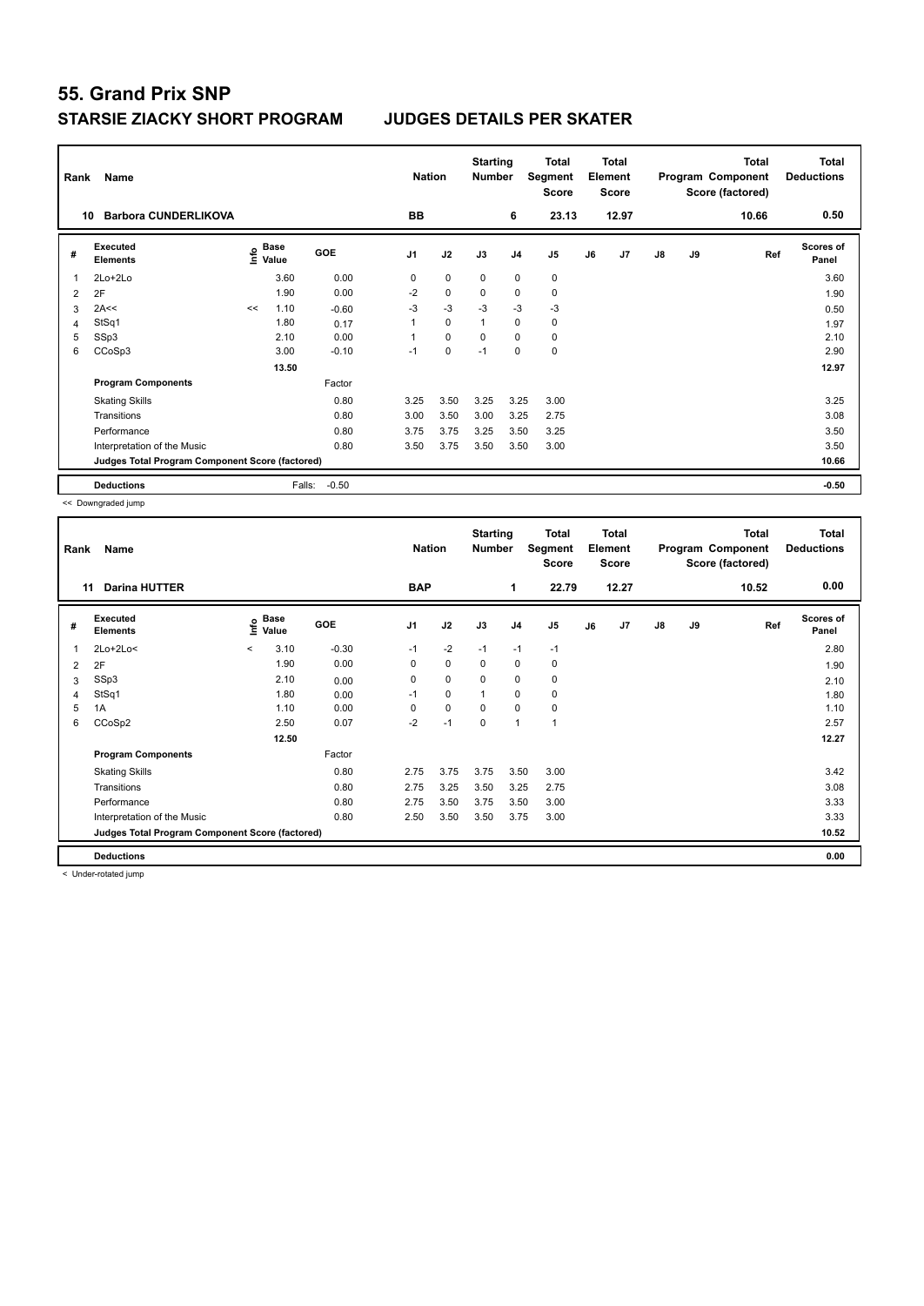# 55. Grand Prix SNP

## STARSIE ZIACKY SHORT PROGRAM JUDGES DETAILS PER SKATER

| Rank | Name | Nation | Starting Number | Total Segment Score | Total Element Score | Total Program Component Score (factored) | Total Deductions |
|---|---|---|---|---|---|---|---|
| 10 | Barbora CUNDERLIKOVA | BB | 6 | 23.13 | 12.97 | 10.66 | 0.50 |

| # | Executed Elements | Info | Base Value | GOE | J1 | J2 | J3 | J4 | J5 | J6 | J7 | J8 | J9 | Ref | Scores of Panel |
|---|---|---|---|---|---|---|---|---|---|---|---|---|---|---|---|
| 1 | 2Lo+2Lo | | 3.60 | 0.00 | 0 | 0 | 0 | 0 | 0 | | | | | | 3.60 |
| 2 | 2F | | 1.90 | 0.00 | -2 | 0 | 0 | 0 | 0 | | | | | | 1.90 |
| 3 | 2A<< | << | 1.10 | -0.60 | -3 | -3 | -3 | -3 | -3 | | | | | | 0.50 |
| 4 | StSq1 | | 1.80 | 0.17 | 1 | 0 | 1 | 0 | 0 | | | | | | 1.97 |
| 5 | SSp3 | | 2.10 | 0.00 | 1 | 0 | 0 | 0 | 0 | | | | | | 2.10 |
| 6 | CCoSp3 | | 3.00 | -0.10 | -1 | 0 | -1 | 0 | 0 | | | | | | 2.90 |
| | | | 13.50 | | | | | | | | | | | | 12.97 |
| | **Program Components** | | | Factor | | | | | | | | | | | |
| | Skating Skills | | | 0.80 | 3.25 | 3.50 | 3.25 | 3.25 | 3.00 | | | | | | 3.25 |
| | Transitions | | | 0.80 | 3.00 | 3.50 | 3.00 | 3.25 | 2.75 | | | | | | 3.08 |
| | Performance | | | 0.80 | 3.75 | 3.75 | 3.25 | 3.50 | 3.25 | | | | | | 3.50 |
| | Interpretation of the Music | | | 0.80 | 3.50 | 3.75 | 3.50 | 3.50 | 3.00 | | | | | | 3.50 |
| | **Judges Total Program Component Score (factored)** | | | | | | | | | | | | | | 10.66 |
| | **Deductions** | | Falls: | -0.50 | | | | | | | | | | | -0.50 |

<< Downgraded jump

| Rank | Name | Nation | Starting Number | Total Segment Score | Total Element Score | Total Program Component Score (factored) | Total Deductions |
|---|---|---|---|---|---|---|---|
| 11 | Darina HUTTER | BAP | 1 | 22.79 | 12.27 | 10.52 | 0.00 |

| # | Executed Elements | Info | Base Value | GOE | J1 | J2 | J3 | J4 | J5 | J6 | J7 | J8 | J9 | Ref | Scores of Panel |
|---|---|---|---|---|---|---|---|---|---|---|---|---|---|---|---|
| 1 | 2Lo+2Lo< | < | 3.10 | -0.30 | -1 | -2 | -1 | -1 | -1 | | | | | | 2.80 |
| 2 | 2F | | 1.90 | 0.00 | 0 | 0 | 0 | 0 | 0 | | | | | | 1.90 |
| 3 | SSp3 | | 2.10 | 0.00 | 0 | 0 | 0 | 0 | 0 | | | | | | 2.10 |
| 4 | StSq1 | | 1.80 | 0.00 | -1 | 0 | 1 | 0 | 0 | | | | | | 1.80 |
| 5 | 1A | | 1.10 | 0.00 | 0 | 0 | 0 | 0 | 0 | | | | | | 1.10 |
| 6 | CCoSp2 | | 2.50 | 0.07 | -2 | -1 | 0 | 1 | 1 | | | | | | 2.57 |
| | | | 12.50 | | | | | | | | | | | | 12.27 |
| | **Program Components** | | | Factor | | | | | | | | | | | |
| | Skating Skills | | | 0.80 | 2.75 | 3.75 | 3.75 | 3.50 | 3.00 | | | | | | 3.42 |
| | Transitions | | | 0.80 | 2.75 | 3.25 | 3.50 | 3.25 | 2.75 | | | | | | 3.08 |
| | Performance | | | 0.80 | 2.75 | 3.50 | 3.75 | 3.50 | 3.00 | | | | | | 3.33 |
| | Interpretation of the Music | | | 0.80 | 2.50 | 3.50 | 3.50 | 3.75 | 3.00 | | | | | | 3.33 |
| | **Judges Total Program Component Score (factored)** | | | | | | | | | | | | | | 10.52 |
| | **Deductions** | | | | | | | | | | | | | | 0.00 |

< Under-rotated jump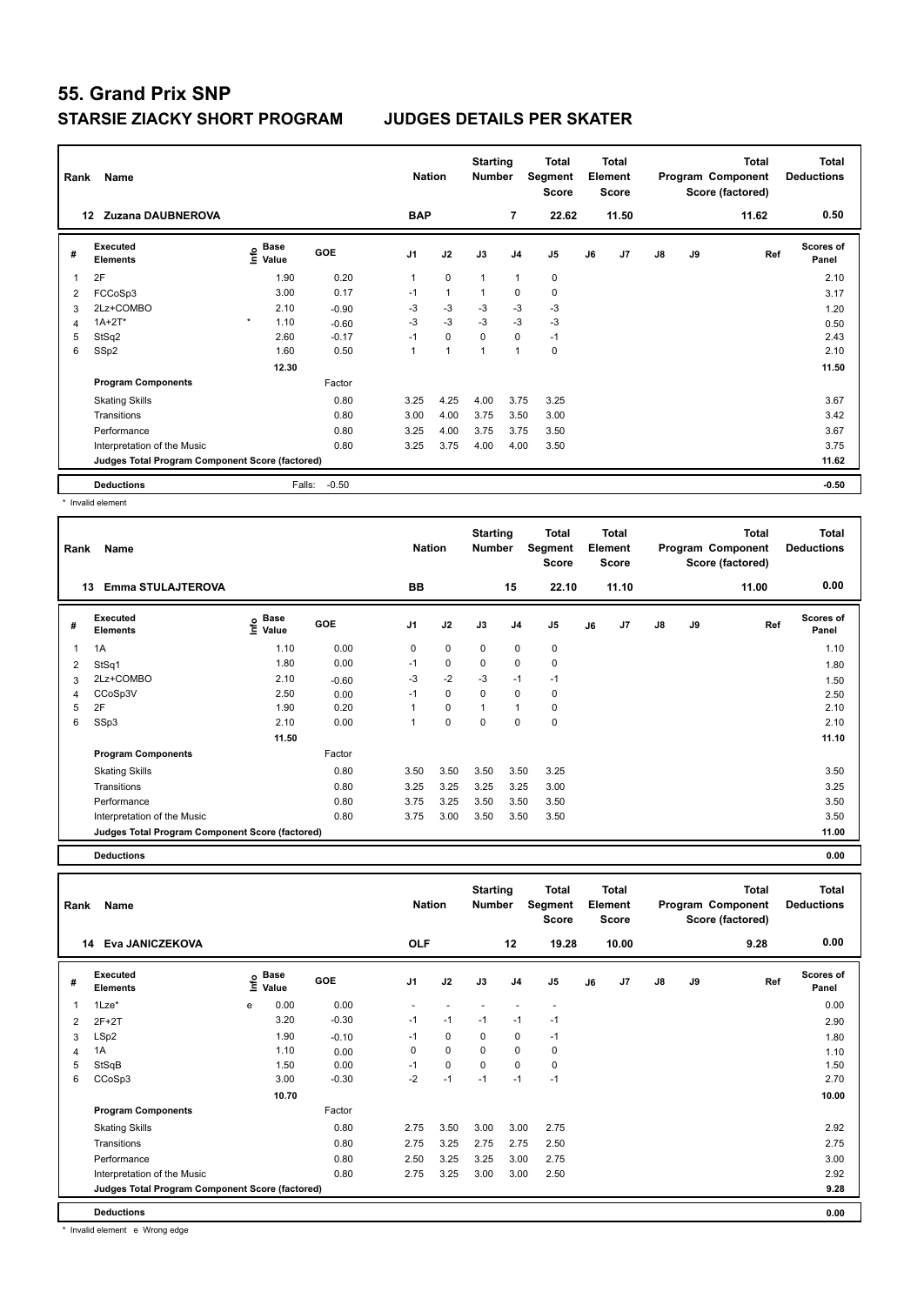# 55. Grand Prix SNP

## STARSIE ZIACKY SHORT PROGRAM JUDGES DETAILS PER SKATER

| Rank | Name | Nation | Starting Number | Total Segment Score | Total Element Score | Total Program Component Score (factored) | Total Deductions |
|---|---|---|---|---|---|---|---|
| 12 | Zuzana DAUBNEROVA | BAP | 7 | 22.62 | 11.50 | 11.62 | 0.50 |

| # | Executed Elements | Info | Base Value | GOE | J1 | J2 | J3 | J4 | J5 | J6 | J7 | J8 | J9 | Ref | Scores of Panel |
|---|---|---|---|---|---|---|---|---|---|---|---|---|---|---|---|
| 1 | 2F | | 1.90 | 0.20 | 1 | 0 | 1 | 1 | 0 | | | | | | 2.10 |
| 2 | FCCoSp3 | | 3.00 | 0.17 | -1 | 1 | 1 | 0 | 0 | | | | | | 3.17 |
| 3 | 2Lz+COMBO | | 2.10 | -0.90 | -3 | -3 | -3 | -3 | -3 | | | | | | 1.20 |
| 4 | 1A+2T* | * | 1.10 | -0.60 | -3 | -3 | -3 | -3 | -3 | | | | | | 0.50 |
| 5 | StSq2 | | 2.60 | -0.17 | -1 | 0 | 0 | 0 | -1 | | | | | | 2.43 |
| 6 | SSp2 | | 1.60 | 0.50 | 1 | 1 | 1 | 1 | 0 | | | | | | 2.10 |
| | | | 12.30 | | | | | | | | | | | | 11.50 |
| | **Program Components** | | | Factor | | | | | | | | | | | |
| | Skating Skills | | | 0.80 | 3.25 | 4.25 | 4.00 | 3.75 | 3.25 | | | | | | 3.67 |
| | Transitions | | | 0.80 | 3.00 | 4.00 | 3.75 | 3.50 | 3.00 | | | | | | 3.42 |
| | Performance | | | 0.80 | 3.25 | 4.00 | 3.75 | 3.75 | 3.50 | | | | | | 3.67 |
| | Interpretation of the Music | | | 0.80 | 3.25 | 3.75 | 4.00 | 4.00 | 3.50 | | | | | | 3.75 |
| | **Judges Total Program Component Score (factored)** | | | | | | | | | | | | | | 11.62 |
| | **Deductions** | | Falls: | -0.50 | | | | | | | | | | | -0.50 |

\* Invalid element

| Rank | Name | Nation | Starting Number | Total Segment Score | Total Element Score | Total Program Component Score (factored) | Total Deductions |
|---|---|---|---|---|---|---|---|
| 13 | Emma STULAJTEROVA | BB | 15 | 22.10 | 11.10 | 11.00 | 0.00 |

| # | Executed Elements | Info | Base Value | GOE | J1 | J2 | J3 | J4 | J5 | J6 | J7 | J8 | J9 | Ref | Scores of Panel |
|---|---|---|---|---|---|---|---|---|---|---|---|---|---|---|---|
| 1 | 1A | | 1.10 | 0.00 | 0 | 0 | 0 | 0 | 0 | | | | | | 1.10 |
| 2 | StSq1 | | 1.80 | 0.00 | -1 | 0 | 0 | 0 | 0 | | | | | | 1.80 |
| 3 | 2Lz+COMBO | | 2.10 | -0.60 | -3 | -2 | -3 | -1 | -1 | | | | | | 1.50 |
| 4 | CCoSp3V | | 2.50 | 0.00 | -1 | 0 | 0 | 0 | 0 | | | | | | 2.50 |
| 5 | 2F | | 1.90 | 0.20 | 1 | 0 | 1 | 1 | 0 | | | | | | 2.10 |
| 6 | SSp3 | | 2.10 | 0.00 | 1 | 0 | 0 | 0 | 0 | | | | | | 2.10 |
| | | | 11.50 | | | | | | | | | | | | 11.10 |
| | **Program Components** | | | Factor | | | | | | | | | | | |
| | Skating Skills | | | 0.80 | 3.50 | 3.50 | 3.50 | 3.50 | 3.25 | | | | | | 3.50 |
| | Transitions | | | 0.80 | 3.25 | 3.25 | 3.25 | 3.25 | 3.00 | | | | | | 3.25 |
| | Performance | | | 0.80 | 3.75 | 3.25 | 3.50 | 3.50 | 3.50 | | | | | | 3.50 |
| | Interpretation of the Music | | | 0.80 | 3.75 | 3.00 | 3.50 | 3.50 | 3.50 | | | | | | 3.50 |
| | **Judges Total Program Component Score (factored)** | | | | | | | | | | | | | | 11.00 |
| | **Deductions** | | | | | | | | | | | | | | 0.00 |

| Rank | Name | Nation | Starting Number | Total Segment Score | Total Element Score | Total Program Component Score (factored) | Total Deductions |
|---|---|---|---|---|---|---|---|
| 14 | Eva JANICZEKOVA | OLF | 12 | 19.28 | 10.00 | 9.28 | 0.00 |

| # | Executed Elements | Info | Base Value | GOE | J1 | J2 | J3 | J4 | J5 | J6 | J7 | J8 | J9 | Ref | Scores of Panel |
|---|---|---|---|---|---|---|---|---|---|---|---|---|---|---|---|
| 1 | 1Lze* | e | 0.00 | 0.00 | - | - | - | - | - | | | | | | 0.00 |
| 2 | 2F+2T | | 3.20 | -0.30 | -1 | -1 | -1 | -1 | -1 | | | | | | 2.90 |
| 3 | LSp2 | | 1.90 | -0.10 | -1 | 0 | 0 | 0 | -1 | | | | | | 1.80 |
| 4 | 1A | | 1.10 | 0.00 | 0 | 0 | 0 | 0 | 0 | | | | | | 1.10 |
| 5 | StSqB | | 1.50 | 0.00 | -1 | 0 | 0 | 0 | 0 | | | | | | 1.50 |
| 6 | CCoSp3 | | 3.00 | -0.30 | -2 | -1 | -1 | -1 | -1 | | | | | | 2.70 |
| | | | 10.70 | | | | | | | | | | | | 10.00 |
| | **Program Components** | | | Factor | | | | | | | | | | | |
| | Skating Skills | | | 0.80 | 2.75 | 3.50 | 3.00 | 3.00 | 2.75 | | | | | | 2.92 |
| | Transitions | | | 0.80 | 2.75 | 3.25 | 2.75 | 2.75 | 2.50 | | | | | | 2.75 |
| | Performance | | | 0.80 | 2.50 | 3.25 | 3.25 | 3.00 | 2.75 | | | | | | 3.00 |
| | Interpretation of the Music | | | 0.80 | 2.75 | 3.25 | 3.00 | 3.00 | 2.50 | | | | | | 2.92 |
| | **Judges Total Program Component Score (factored)** | | | | | | | | | | | | | | 9.28 |
| | **Deductions** | | | | | | | | | | | | | | 0.00 |

\* Invalid element e Wrong edge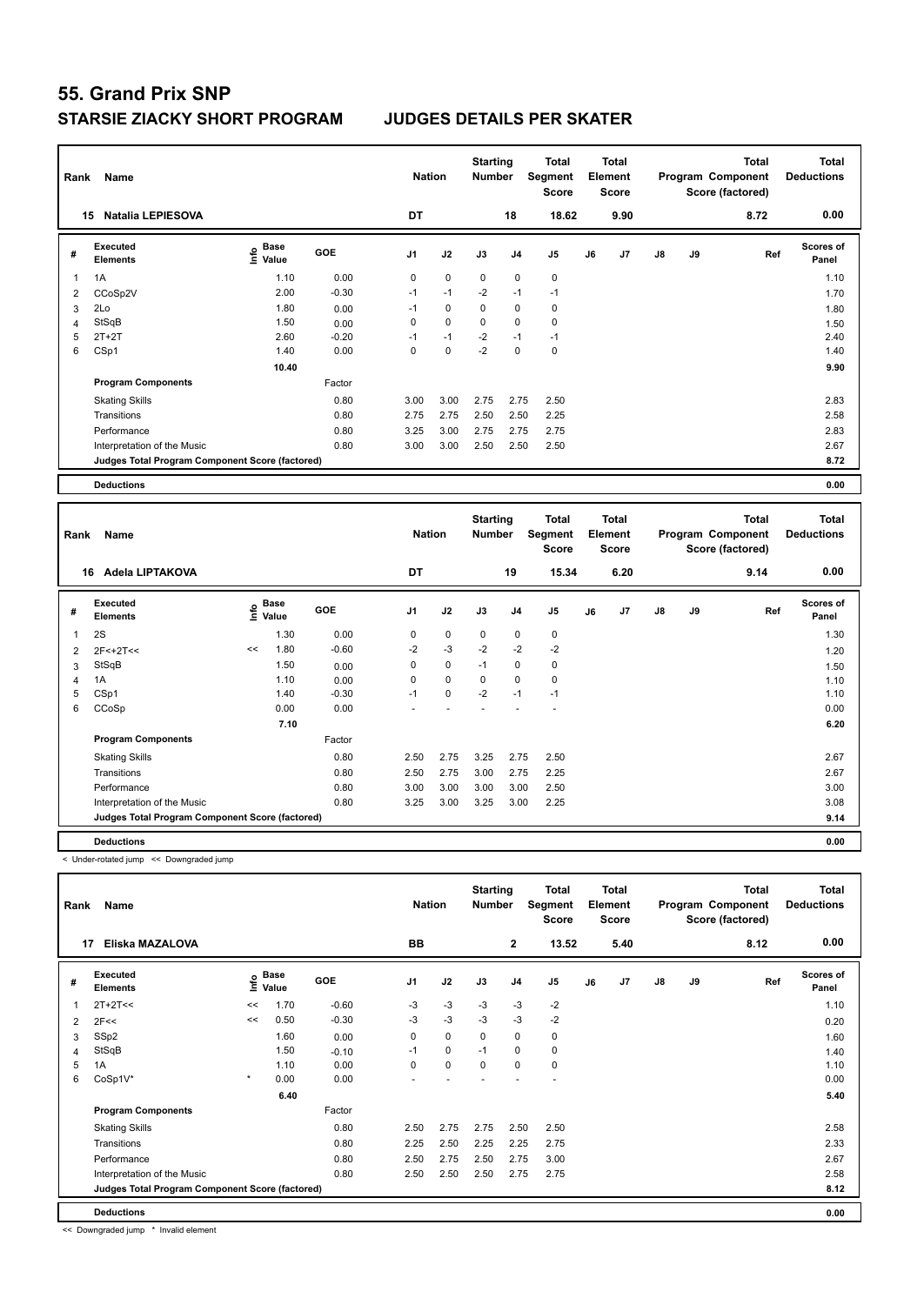# 55. Grand Prix SNP

## STARSIE ZIACKY SHORT PROGRAM JUDGES DETAILS PER SKATER

| Rank | Name | Nation | Starting Number | Total Segment Score | Total Element Score | Total Program Component Score (factored) | Total Deductions |
|---|---|---|---|---|---|---|---|
| 15 | Natalia LEPIESOVA | DT | 18 | 18.62 | 9.90 | 8.72 | 0.00 |

| # | Executed Elements | Info | Base Value | GOE | J1 | J2 | J3 | J4 | J5 | J6 | J7 | J8 | J9 | Ref | Scores of Panel |
|---|---|---|---|---|---|---|---|---|---|---|---|---|---|---|---|
| 1 | 1A | | 1.10 | 0.00 | 0 | 0 | 0 | 0 | 0 | | | | | | 1.10 |
| 2 | CCoSp2V | | 2.00 | -0.30 | -1 | -1 | -2 | -1 | -1 | | | | | | 1.70 |
| 3 | 2Lo | | 1.80 | 0.00 | -1 | 0 | 0 | 0 | 0 | | | | | | 1.80 |
| 4 | StSqB | | 1.50 | 0.00 | 0 | 0 | 0 | 0 | 0 | | | | | | 1.50 |
| 5 | 2T+2T | | 2.60 | -0.20 | -1 | -1 | -2 | -1 | -1 | | | | | | 2.40 |
| 6 | CSp1 | | 1.40 | 0.00 | 0 | 0 | -2 | 0 | 0 | | | | | | 1.40 |
| | | | 10.40 | | | | | | | | | | | | 9.90 |
| | **Program Components** | | | Factor | | | | | | | | | | | |
| | Skating Skills | | | 0.80 | 3.00 | 3.00 | 2.75 | 2.75 | 2.50 | | | | | | 2.83 |
| | Transitions | | | 0.80 | 2.75 | 2.75 | 2.50 | 2.50 | 2.25 | | | | | | 2.58 |
| | Performance | | | 0.80 | 3.25 | 3.00 | 2.75 | 2.75 | 2.75 | | | | | | 2.83 |
| | Interpretation of the Music | | | 0.80 | 3.00 | 3.00 | 2.50 | 2.50 | 2.50 | | | | | | 2.67 |
| | **Judges Total Program Component Score (factored)** | | | | | | | | | | | | | | 8.72 |
| | **Deductions** | | | | | | | | | | | | | | 0.00 |

| Rank | Name | Nation | Starting Number | Total Segment Score | Total Element Score | Total Program Component Score (factored) | Total Deductions |
|---|---|---|---|---|---|---|---|
| 16 | Adela LIPTAKOVA | DT | 19 | 15.34 | 6.20 | 9.14 | 0.00 |

| # | Executed Elements | Info | Base Value | GOE | J1 | J2 | J3 | J4 | J5 | J6 | J7 | J8 | J9 | Ref | Scores of Panel |
|---|---|---|---|---|---|---|---|---|---|---|---|---|---|---|---|
| 1 | 2S | | 1.30 | 0.00 | 0 | 0 | 0 | 0 | 0 | | | | | | 1.30 |
| 2 | 2F<+2T<< | << | 1.80 | -0.60 | -2 | -3 | -2 | -2 | -2 | | | | | | 1.20 |
| 3 | StSqB | | 1.50 | 0.00 | 0 | 0 | -1 | 0 | 0 | | | | | | 1.50 |
| 4 | 1A | | 1.10 | 0.00 | 0 | 0 | 0 | 0 | 0 | | | | | | 1.10 |
| 5 | CSp1 | | 1.40 | -0.30 | -1 | 0 | -2 | -1 | -1 | | | | | | 1.10 |
| 6 | CCoSp | | 0.00 | 0.00 | - | - | - | - | - | | | | | | 0.00 |
| | | | 7.10 | | | | | | | | | | | | 6.20 |
| | **Program Components** | | | Factor | | | | | | | | | | | |
| | Skating Skills | | | 0.80 | 2.50 | 2.75 | 3.25 | 2.75 | 2.50 | | | | | | 2.67 |
| | Transitions | | | 0.80 | 2.50 | 2.75 | 3.00 | 2.75 | 2.25 | | | | | | 2.67 |
| | Performance | | | 0.80 | 3.00 | 3.00 | 3.00 | 3.00 | 2.50 | | | | | | 3.00 |
| | Interpretation of the Music | | | 0.80 | 3.25 | 3.00 | 3.25 | 3.00 | 2.25 | | | | | | 3.08 |
| | **Judges Total Program Component Score (factored)** | | | | | | | | | | | | | | 9.14 |
| | **Deductions** | | | | | | | | | | | | | | 0.00 |

< Under-rotated jump << Downgraded jump

| Rank | Name | Nation | Starting Number | Total Segment Score | Total Element Score | Total Program Component Score (factored) | Total Deductions |
|---|---|---|---|---|---|---|---|
| 17 | Eliska MAZALOVA | BB | 2 | 13.52 | 5.40 | 8.12 | 0.00 |

| # | Executed Elements | Info | Base Value | GOE | J1 | J2 | J3 | J4 | J5 | J6 | J7 | J8 | J9 | Ref | Scores of Panel |
|---|---|---|---|---|---|---|---|---|---|---|---|---|---|---|---|
| 1 | 2T+2T<< | << | 1.70 | -0.60 | -3 | -3 | -3 | -3 | -2 | | | | | | 1.10 |
| 2 | 2F<< | << | 0.50 | -0.30 | -3 | -3 | -3 | -3 | -2 | | | | | | 0.20 |
| 3 | SSp2 | | 1.60 | 0.00 | 0 | 0 | 0 | 0 | 0 | | | | | | 1.60 |
| 4 | StSqB | | 1.50 | -0.10 | -1 | 0 | -1 | 0 | 0 | | | | | | 1.40 |
| 5 | 1A | | 1.10 | 0.00 | 0 | 0 | 0 | 0 | 0 | | | | | | 1.10 |
| 6 | CoSp1V* | * | 0.00 | 0.00 | - | - | - | - | - | | | | | | 0.00 |
| | | | 6.40 | | | | | | | | | | | | 5.40 |
| | **Program Components** | | | Factor | | | | | | | | | | | |
| | Skating Skills | | | 0.80 | 2.50 | 2.75 | 2.75 | 2.50 | 2.50 | | | | | | 2.58 |
| | Transitions | | | 0.80 | 2.25 | 2.50 | 2.25 | 2.25 | 2.75 | | | | | | 2.33 |
| | Performance | | | 0.80 | 2.50 | 2.75 | 2.50 | 2.75 | 3.00 | | | | | | 2.67 |
| | Interpretation of the Music | | | 0.80 | 2.50 | 2.50 | 2.50 | 2.75 | 2.75 | | | | | | 2.58 |
| | **Judges Total Program Component Score (factored)** | | | | | | | | | | | | | | 8.12 |
| | **Deductions** | | | | | | | | | | | | | | 0.00 |

<< Downgraded jump * Invalid element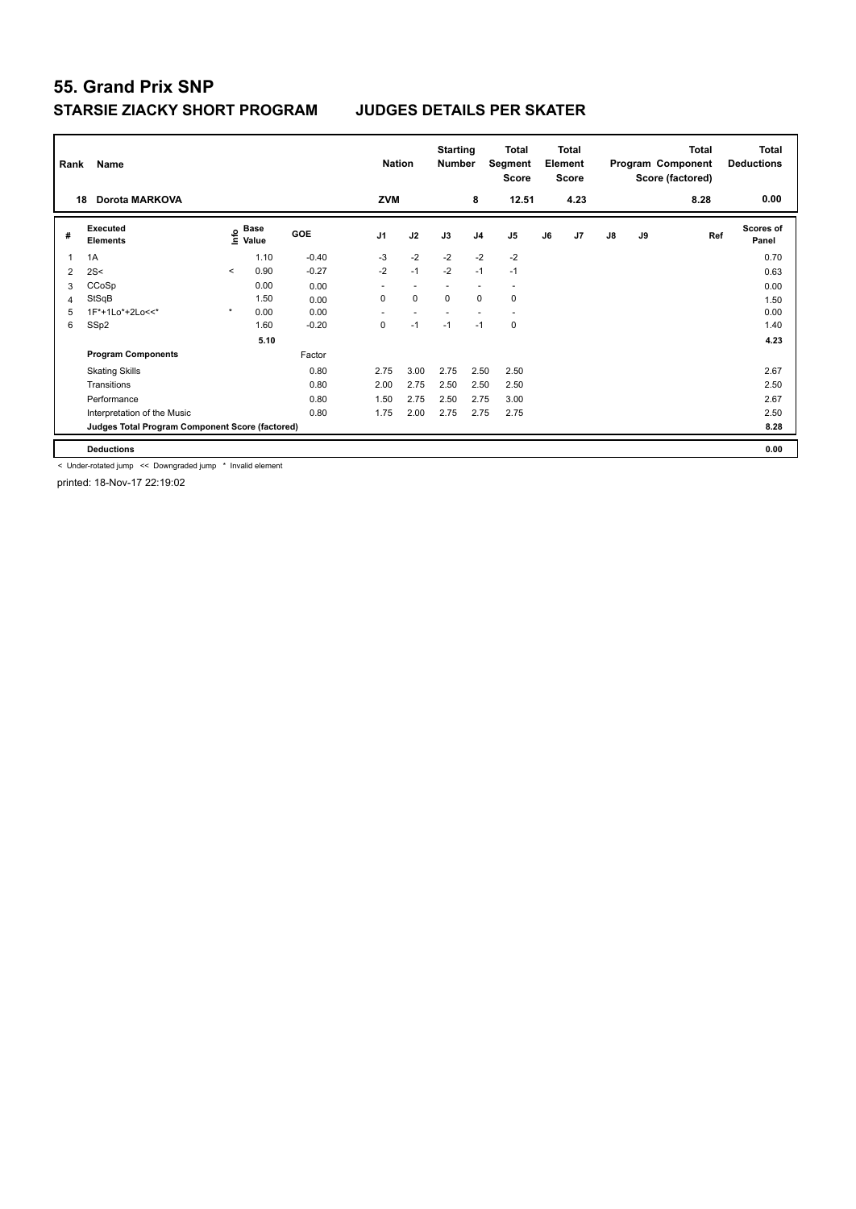# 55. Grand Prix SNP

## STARSIE ZIACKY SHORT PROGRAM JUDGES DETAILS PER SKATER

| Rank | Name | Nation | Starting Number | Total Segment Score | Total Element Score | Total Program Component Score (factored) | Total Deductions |
|---|---|---|---|---|---|---|---|
| 18 | Dorota MARKOVA | ZVM | 8 | 12.51 | 4.23 | 8.28 | 0.00 |

| # | Executed Elements | Info | Base Value | GOE | J1 | J2 | J3 | J4 | J5 | J6 | J7 | J8 | J9 | Ref | Scores of Panel |
|---|---|---|---|---|---|---|---|---|---|---|---|---|---|---|---|
| 1 | 1A | | 1.10 | -0.40 | -3 | -2 | -2 | -2 | -2 | | | | | | 0.70 |
| 2 | 2S< | < | 0.90 | -0.27 | -2 | -1 | -2 | -1 | -1 | | | | | | 0.63 |
| 3 | CCoSp | | 0.00 | 0.00 | - | - | - | - | - | | | | | | 0.00 |
| 4 | StSqB | | 1.50 | 0.00 | 0 | 0 | 0 | 0 | 0 | | | | | | 1.50 |
| 5 | 1F*+1Lo*+2Lo<<* | * | 0.00 | 0.00 | - | - | - | - | - | | | | | | 0.00 |
| 6 | SSp2 | | 1.60 | -0.20 | 0 | -1 | -1 | -1 | 0 | | | | | | 1.40 |
| | | | 5.10 | | | | | | | | | | | | 4.23 |
| | **Program Components** | | | Factor | | | | | | | | | | | |
| | Skating Skills | | | 0.80 | 2.75 | 3.00 | 2.75 | 2.50 | 2.50 | | | | | | 2.67 |
| | Transitions | | | 0.80 | 2.00 | 2.75 | 2.50 | 2.50 | 2.50 | | | | | | 2.50 |
| | Performance | | | 0.80 | 1.50 | 2.75 | 2.50 | 2.75 | 3.00 | | | | | | 2.67 |
| | Interpretation of the Music | | | 0.80 | 1.75 | 2.00 | 2.75 | 2.75 | 2.75 | | | | | | 2.50 |
| | **Judges Total Program Component Score (factored)** | | | | | | | | | | | | | | 8.28 |
| | **Deductions** | | | | | | | | | | | | | | 0.00 |

< Under-rotated jump << Downgraded jump * Invalid element

printed: 18-Nov-17 22:19:02